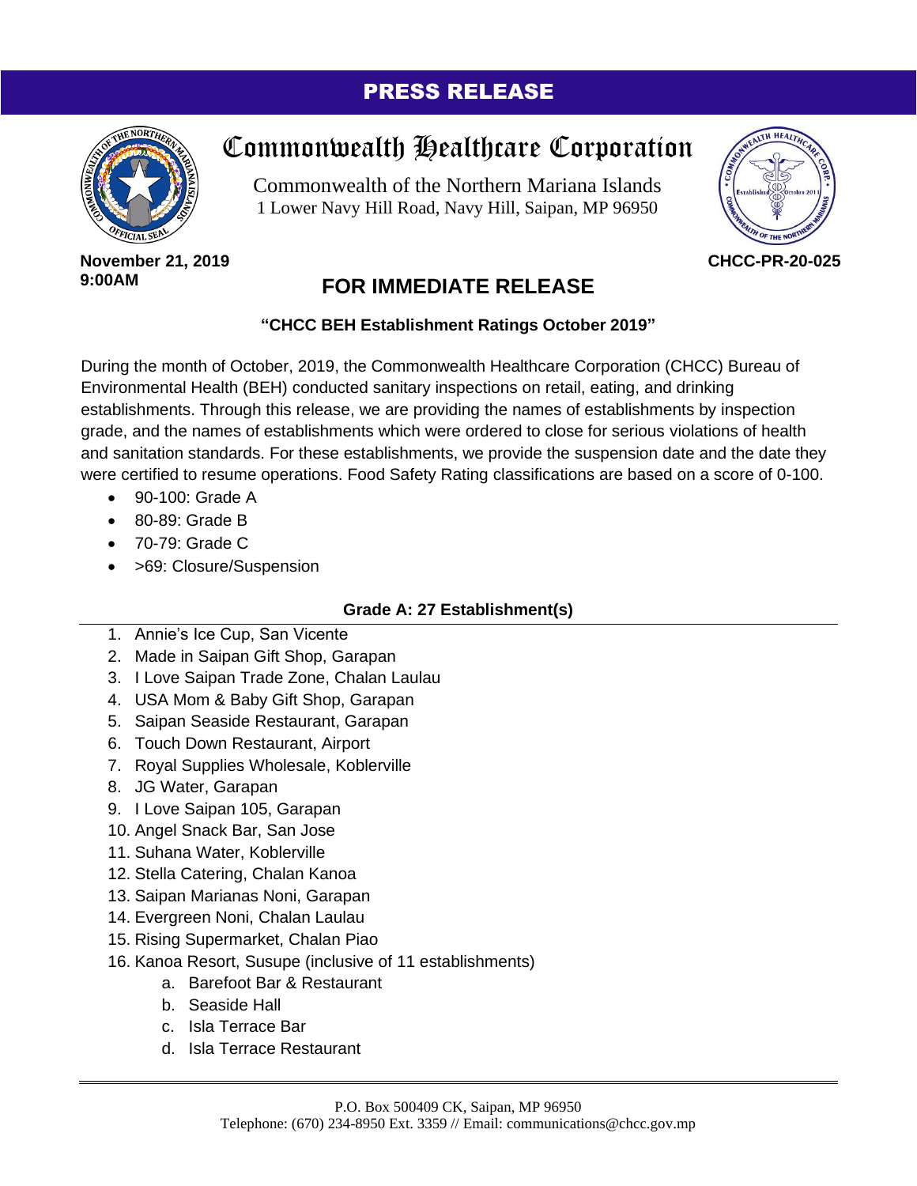**PRESS RELEASE**

# Commonwealth Healthcare Corporation

Commonwealth of the Northern Mariana Islands
1 Lower Navy Hill Road, Navy Hill, Saipan, MP 96950

**November 21, 2019**
**9:00AM**

**CHCC-PR-20-025**

## FOR IMMEDIATE RELEASE

**"CHCC BEH Establishment Ratings October 2019"**

During the month of October, 2019, the Commonwealth Healthcare Corporation (CHCC) Bureau of Environmental Health (BEH) conducted sanitary inspections on retail, eating, and drinking establishments. Through this release, we are providing the names of establishments by inspection grade, and the names of establishments which were ordered to close for serious violations of health and sanitation standards. For these establishments, we provide the suspension date and the date they were certified to resume operations. Food Safety Rating classifications are based on a score of 0-100.

- 90-100: Grade A
- 80-89: Grade B
- 70-79: Grade C
- >69: Closure/Suspension

### Grade A: 27 Establishment(s)

1. Annie's Ice Cup, San Vicente
2. Made in Saipan Gift Shop, Garapan
3. I Love Saipan Trade Zone, Chalan Laulau
4. USA Mom & Baby Gift Shop, Garapan
5. Saipan Seaside Restaurant, Garapan
6. Touch Down Restaurant, Airport
7. Royal Supplies Wholesale, Koblerville
8. JG Water, Garapan
9. I Love Saipan 105, Garapan
10. Angel Snack Bar, San Jose
11. Suhana Water, Koblerville
12. Stella Catering, Chalan Kanoa
13. Saipan Marianas Noni, Garapan
14. Evergreen Noni, Chalan Laulau
15. Rising Supermarket, Chalan Piao
16. Kanoa Resort, Susupe (inclusive of 11 establishments)
    a. Barefoot Bar & Restaurant
    b. Seaside Hall
    c. Isla Terrace Bar
    d. Isla Terrace Restaurant

P.O. Box 500409 CK, Saipan, MP 96950
Telephone: (670) 234-8950 Ext. 3359 // Email: communications@chcc.gov.mp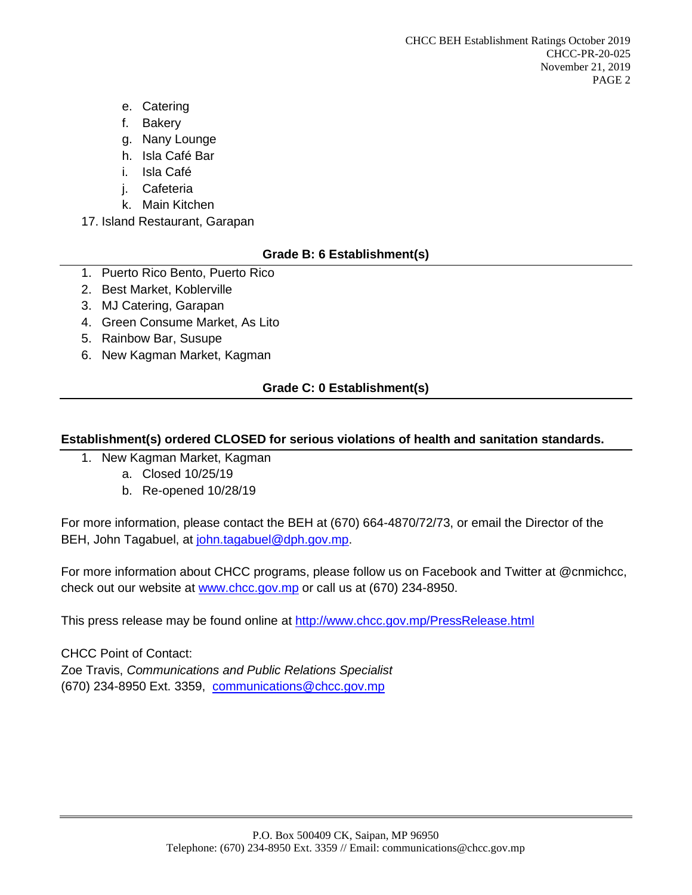e. Catering
   f. Bakery
   g. Nany Lounge
   h. Isla Café Bar
   i. Isla Café
   j. Cafeteria
   k. Main Kitchen

17. Island Restaurant, Garapan

**Grade B: 6 Establishment(s)**

1. Puerto Rico Bento, Puerto Rico
2. Best Market, Koblerville
3. MJ Catering, Garapan
4. Green Consume Market, As Lito
5. Rainbow Bar, Susupe
6. New Kagman Market, Kagman

**Grade C: 0 Establishment(s)**

**Establishment(s) ordered CLOSED for serious violations of health and sanitation standards.**

1. New Kagman Market, Kagman
   a. Closed 10/25/19
   b. Re-opened 10/28/19

For more information, please contact the BEH at (670) 664-4870/72/73, or email the Director of the BEH, John Tagabuel, at john.tagabuel@dph.gov.mp.

For more information about CHCC programs, please follow us on Facebook and Twitter at @cnmichcc, check out our website at www.chcc.gov.mp or call us at (670) 234-8950.

This press release may be found online at http://www.chcc.gov.mp/PressRelease.html

CHCC Point of Contact:
Zoe Travis, *Communications and Public Relations Specialist*
(670) 234-8950 Ext. 3359, communications@chcc.gov.mp